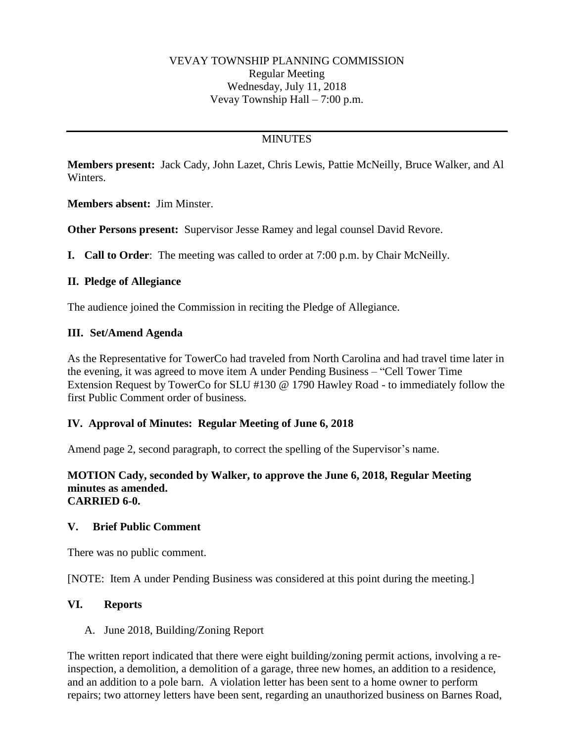VEVAY TOWNSHIP PLANNING COMMISSION
Regular Meeting
Wednesday, July 11, 2018
Vevay Township Hall – 7:00 p.m.

---

MINUTES

**Members present:** Jack Cady, John Lazet, Chris Lewis, Pattie McNeilly, Bruce Walker, and Al Winters.

**Members absent:** Jim Minster.

**Other Persons present:** Supervisor Jesse Ramey and legal counsel David Revore.

**I. Call to Order**: The meeting was called to order at 7:00 p.m. by Chair McNeilly.

**II. Pledge of Allegiance**

The audience joined the Commission in reciting the Pledge of Allegiance.

**III. Set/Amend Agenda**

As the Representative for TowerCo had traveled from North Carolina and had travel time later in the evening, it was agreed to move item A under Pending Business – "Cell Tower Time Extension Request by TowerCo for SLU #130 @ 1790 Hawley Road - to immediately follow the first Public Comment order of business.

**IV. Approval of Minutes: Regular Meeting of June 6, 2018**

Amend page 2, second paragraph, to correct the spelling of the Supervisor's name.

**MOTION Cady, seconded by Walker, to approve the June 6, 2018, Regular Meeting minutes as amended.**
**CARRIED 6-0.**

**V. Brief Public Comment**

There was no public comment.

[NOTE: Item A under Pending Business was considered at this point during the meeting.]

**VI. Reports**

A. June 2018, Building/Zoning Report

The written report indicated that there were eight building/zoning permit actions, involving a re-inspection, a demolition, a demolition of a garage, three new homes, an addition to a residence, and an addition to a pole barn. A violation letter has been sent to a home owner to perform repairs; two attorney letters have been sent, regarding an unauthorized business on Barnes Road,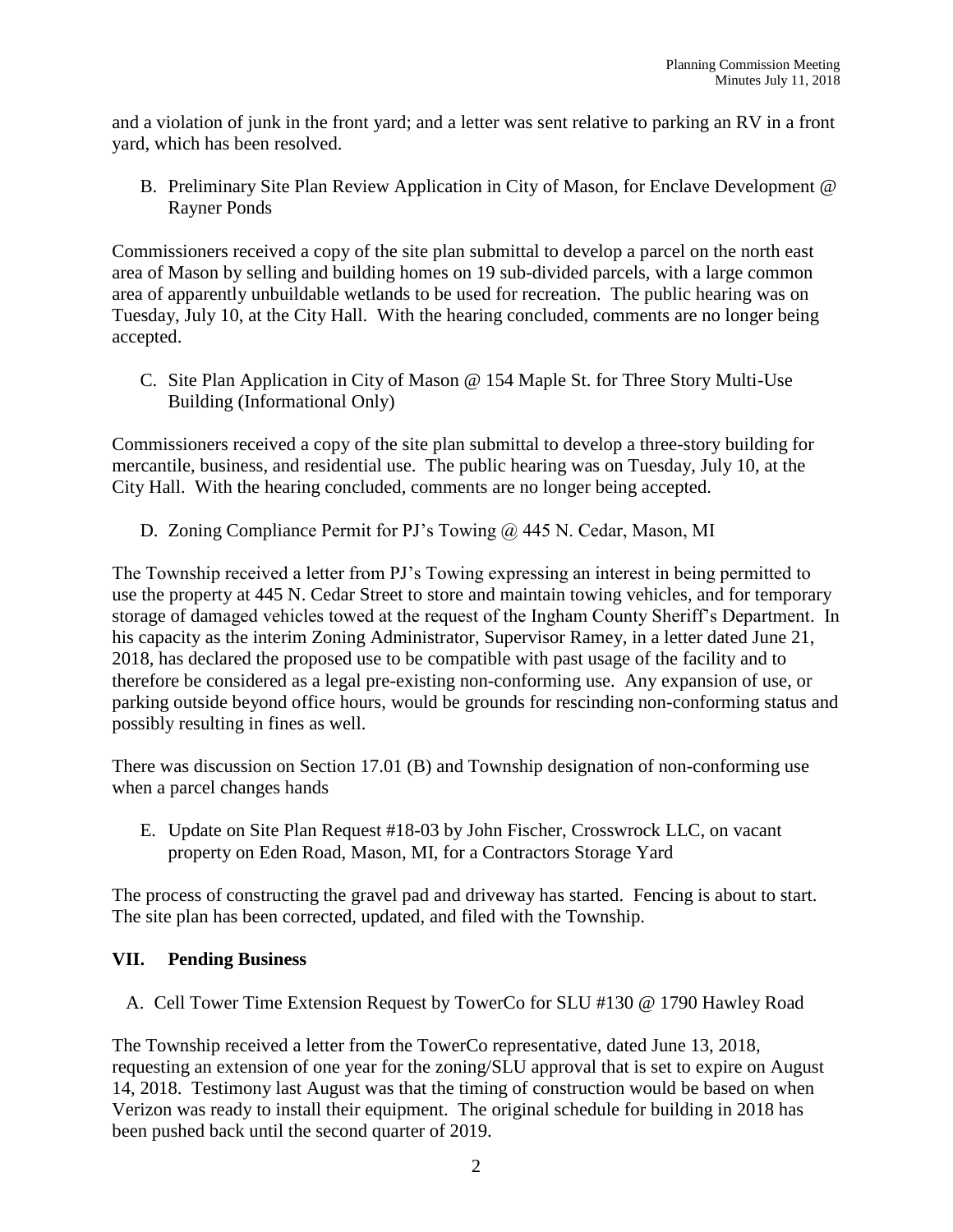and a violation of junk in the front yard; and a letter was sent relative to parking an RV in a front yard, which has been resolved.

B. Preliminary Site Plan Review Application in City of Mason, for Enclave Development @ Rayner Ponds

Commissioners received a copy of the site plan submittal to develop a parcel on the north east area of Mason by selling and building homes on 19 sub-divided parcels, with a large common area of apparently unbuildable wetlands to be used for recreation. The public hearing was on Tuesday, July 10, at the City Hall. With the hearing concluded, comments are no longer being accepted.

C. Site Plan Application in City of Mason @ 154 Maple St. for Three Story Multi-Use Building (Informational Only)

Commissioners received a copy of the site plan submittal to develop a three-story building for mercantile, business, and residential use. The public hearing was on Tuesday, July 10, at the City Hall. With the hearing concluded, comments are no longer being accepted.

D. Zoning Compliance Permit for PJ's Towing @ 445 N. Cedar, Mason, MI

The Township received a letter from PJ's Towing expressing an interest in being permitted to use the property at 445 N. Cedar Street to store and maintain towing vehicles, and for temporary storage of damaged vehicles towed at the request of the Ingham County Sheriff's Department. In his capacity as the interim Zoning Administrator, Supervisor Ramey, in a letter dated June 21, 2018, has declared the proposed use to be compatible with past usage of the facility and to therefore be considered as a legal pre-existing non-conforming use. Any expansion of use, or parking outside beyond office hours, would be grounds for rescinding non-conforming status and possibly resulting in fines as well.

There was discussion on Section 17.01 (B) and Township designation of non-conforming use when a parcel changes hands

E. Update on Site Plan Request #18-03 by John Fischer, Crosswrock LLC, on vacant property on Eden Road, Mason, MI, for a Contractors Storage Yard

The process of constructing the gravel pad and driveway has started. Fencing is about to start. The site plan has been corrected, updated, and filed with the Township.

## VII. Pending Business

A. Cell Tower Time Extension Request by TowerCo for SLU #130 @ 1790 Hawley Road

The Township received a letter from the TowerCo representative, dated June 13, 2018, requesting an extension of one year for the zoning/SLU approval that is set to expire on August 14, 2018. Testimony last August was that the timing of construction would be based on when Verizon was ready to install their equipment. The original schedule for building in 2018 has been pushed back until the second quarter of 2019.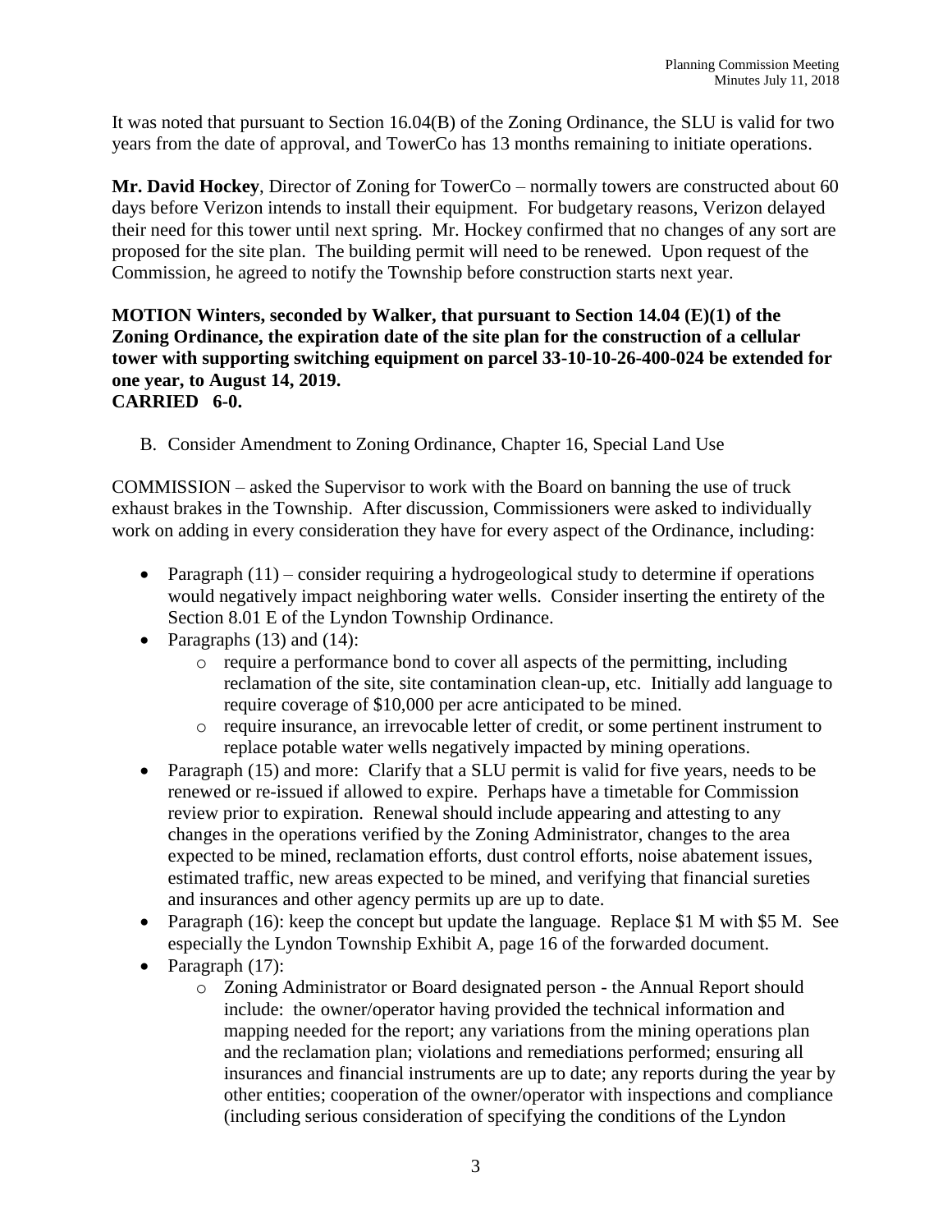It was noted that pursuant to Section 16.04(B) of the Zoning Ordinance, the SLU is valid for two years from the date of approval, and TowerCo has 13 months remaining to initiate operations.

**Mr. David Hockey**, Director of Zoning for TowerCo – normally towers are constructed about 60 days before Verizon intends to install their equipment. For budgetary reasons, Verizon delayed their need for this tower until next spring. Mr. Hockey confirmed that no changes of any sort are proposed for the site plan. The building permit will need to be renewed. Upon request of the Commission, he agreed to notify the Township before construction starts next year.

**MOTION Winters, seconded by Walker, that pursuant to Section 14.04 (E)(1) of the Zoning Ordinance, the expiration date of the site plan for the construction of a cellular tower with supporting switching equipment on parcel 33-10-10-26-400-024 be extended for one year, to August 14, 2019.**
**CARRIED 6-0.**

B. Consider Amendment to Zoning Ordinance, Chapter 16, Special Land Use

COMMISSION – asked the Supervisor to work with the Board on banning the use of truck exhaust brakes in the Township. After discussion, Commissioners were asked to individually work on adding in every consideration they have for every aspect of the Ordinance, including:

- Paragraph (11) – consider requiring a hydrogeological study to determine if operations would negatively impact neighboring water wells. Consider inserting the entirety of the Section 8.01 E of the Lyndon Township Ordinance.
- Paragraphs (13) and (14):
    - require a performance bond to cover all aspects of the permitting, including reclamation of the site, site contamination clean-up, etc. Initially add language to require coverage of $10,000 per acre anticipated to be mined.
    - require insurance, an irrevocable letter of credit, or some pertinent instrument to replace potable water wells negatively impacted by mining operations.
- Paragraph (15) and more: Clarify that a SLU permit is valid for five years, needs to be renewed or re-issued if allowed to expire. Perhaps have a timetable for Commission review prior to expiration. Renewal should include appearing and attesting to any changes in the operations verified by the Zoning Administrator, changes to the area expected to be mined, reclamation efforts, dust control efforts, noise abatement issues, estimated traffic, new areas expected to be mined, and verifying that financial sureties and insurances and other agency permits up are up to date.
- Paragraph (16): keep the concept but update the language. Replace $1 M with $5 M. See especially the Lyndon Township Exhibit A, page 16 of the forwarded document.
- Paragraph (17):
    - Zoning Administrator or Board designated person - the Annual Report should include: the owner/operator having provided the technical information and mapping needed for the report; any variations from the mining operations plan and the reclamation plan; violations and remediations performed; ensuring all insurances and financial instruments are up to date; any reports during the year by other entities; cooperation of the owner/operator with inspections and compliance (including serious consideration of specifying the conditions of the Lyndon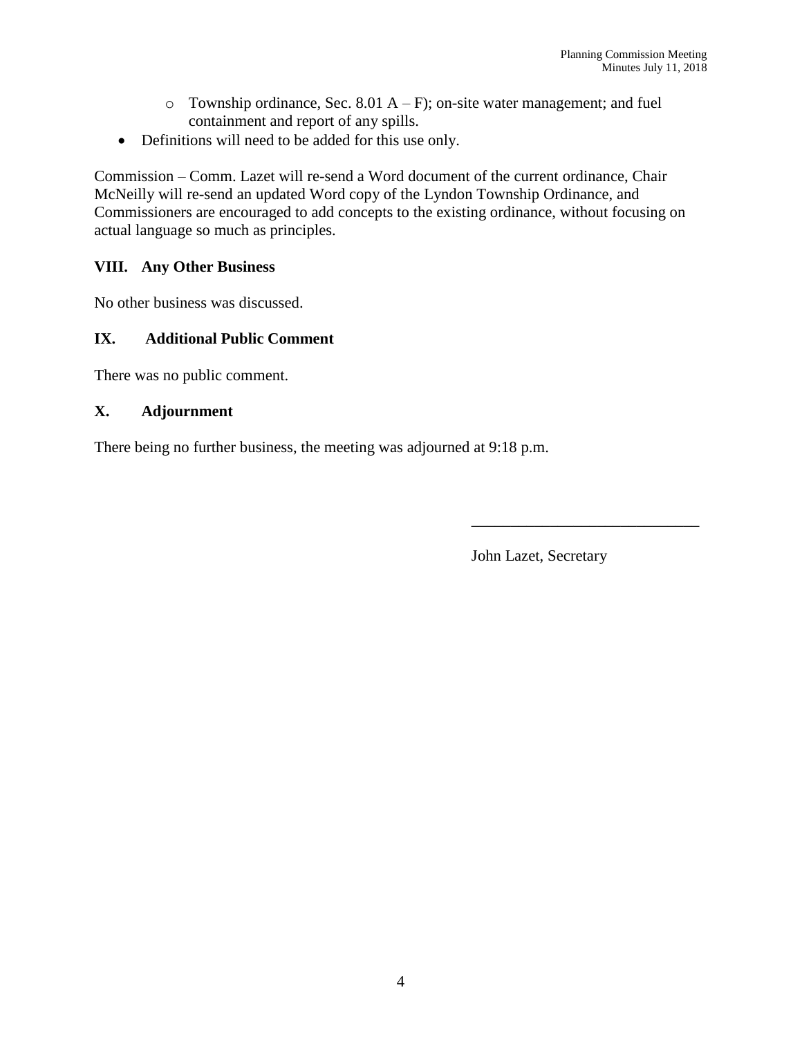- Township ordinance, Sec. 8.01 A – F); on-site water management; and fuel containment and report of any spills.
- Definitions will need to be added for this use only.

Commission – Comm. Lazet will re-send a Word document of the current ordinance, Chair McNeilly will re-send an updated Word copy of the Lyndon Township Ordinance, and Commissioners are encouraged to add concepts to the existing ordinance, without focusing on actual language so much as principles.

## VIII. Any Other Business

No other business was discussed.

## IX. Additional Public Comment

There was no public comment.

## X. Adjournment

There being no further business, the meeting was adjourned at 9:18 p.m.

_____________________________

John Lazet, Secretary